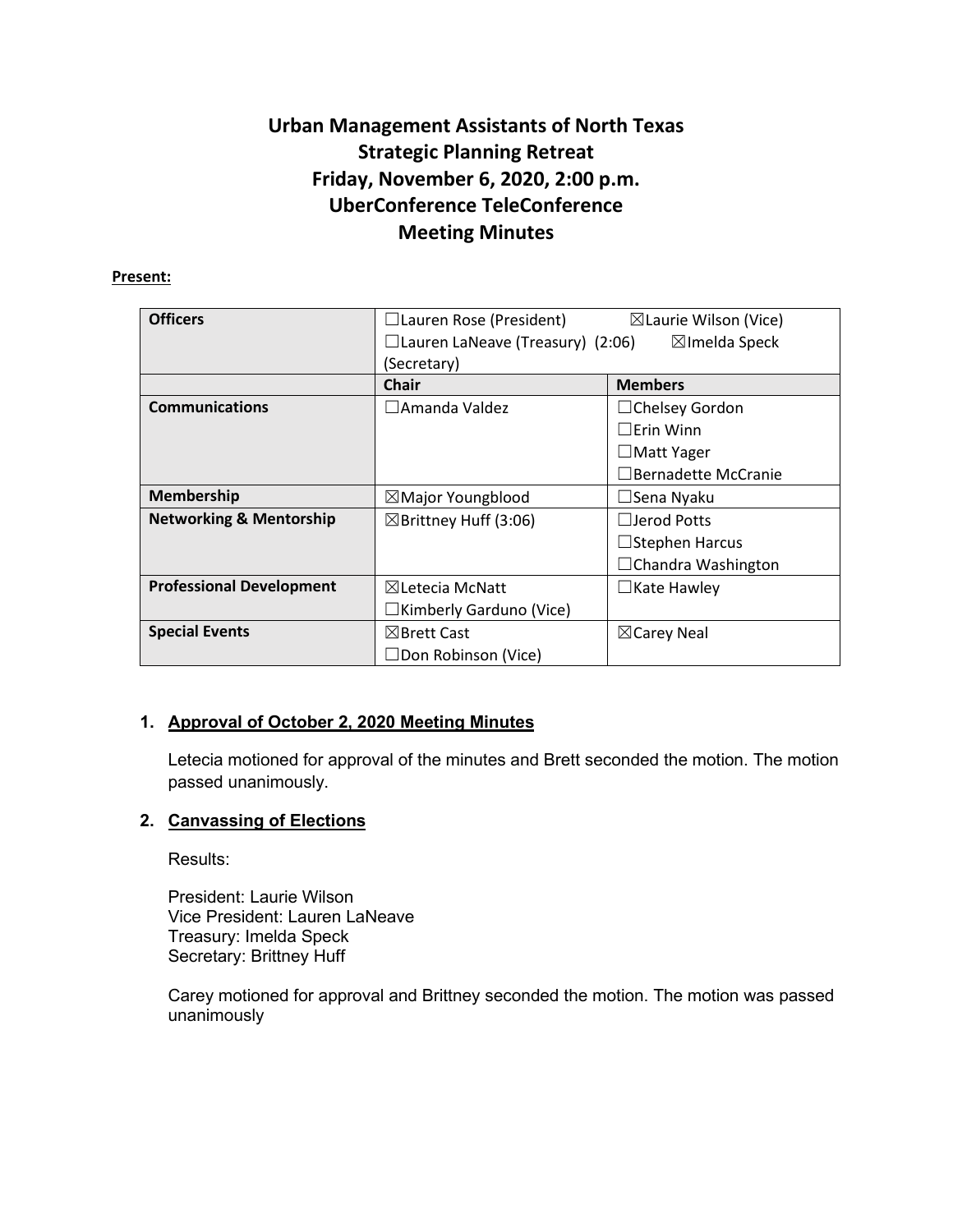# Urban Management Assistants of North Texas
## Strategic Planning Retreat
## Friday, November 6, 2020, 2:00 p.m.
## UberConference TeleConference
## Meeting Minutes

**Present:**

| **Officers** | ☐Lauren Rose (President) ☒Laurie Wilson (Vice) ☐Lauren LaNeave (Treasury) (2:06) ☒Imelda Speck (Secretary) | |
|---|---|---|
| | **Chair** | **Members** |
| **Communications** | ☐Amanda Valdez | ☐Chelsey Gordon<br>☐Erin Winn<br>☐Matt Yager<br>☐Bernadette McCranie |
| **Membership** | ☒Major Youngblood | ☐Sena Nyaku |
| **Networking & Mentorship** | ☒Brittney Huff (3:06) | ☐Jerod Potts<br>☐Stephen Harcus<br>☐Chandra Washington |
| **Professional Development** | ☒Letecia McNatt<br>☐Kimberly Garduno (Vice) | ☐Kate Hawley |
| **Special Events** | ☒Brett Cast<br>☐Don Robinson (Vice) | ☒Carey Neal |

1. **Approval of October 2, 2020 Meeting Minutes**

   Letecia motioned for approval of the minutes and Brett seconded the motion. The motion passed unanimously.

2. **Canvassing of Elections**

   Results:

   President: Laurie Wilson
   Vice President: Lauren LaNeave
   Treasury: Imelda Speck
   Secretary: Brittney Huff

   Carey motioned for approval and Brittney seconded the motion. The motion was passed unanimously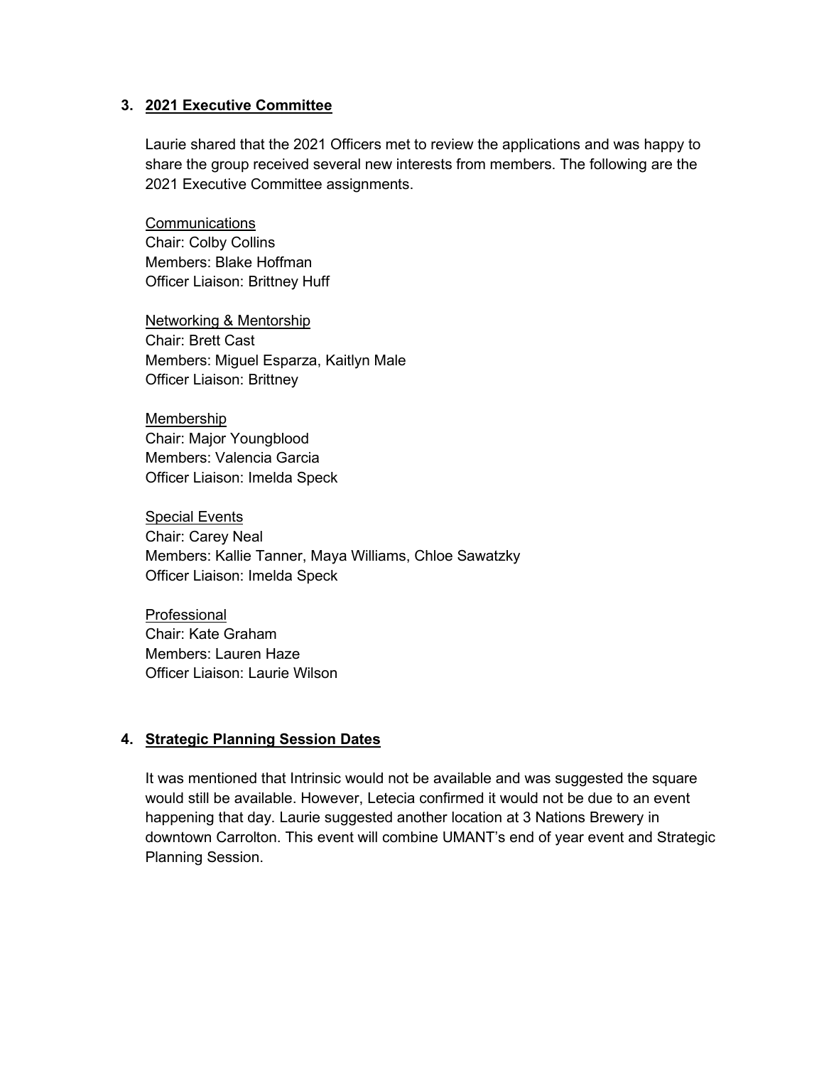### 3. 2021 Executive Committee

Laurie shared that the 2021 Officers met to review the applications and was happy to share the group received several new interests from members. The following are the 2021 Executive Committee assignments.

Communications
Chair: Colby Collins
Members: Blake Hoffman
Officer Liaison: Brittney Huff

Networking & Mentorship
Chair: Brett Cast
Members: Miguel Esparza, Kaitlyn Male
Officer Liaison: Brittney

Membership
Chair: Major Youngblood
Members: Valencia Garcia
Officer Liaison: Imelda Speck

Special Events
Chair: Carey Neal
Members: Kallie Tanner, Maya Williams, Chloe Sawatzky
Officer Liaison: Imelda Speck

Professional
Chair: Kate Graham
Members: Lauren Haze
Officer Liaison: Laurie Wilson

### 4. Strategic Planning Session Dates

It was mentioned that Intrinsic would not be available and was suggested the square would still be available. However, Letecia confirmed it would not be due to an event happening that day. Laurie suggested another location at 3 Nations Brewery in downtown Carrollton. This event will combine UMANT's end of year event and Strategic Planning Session.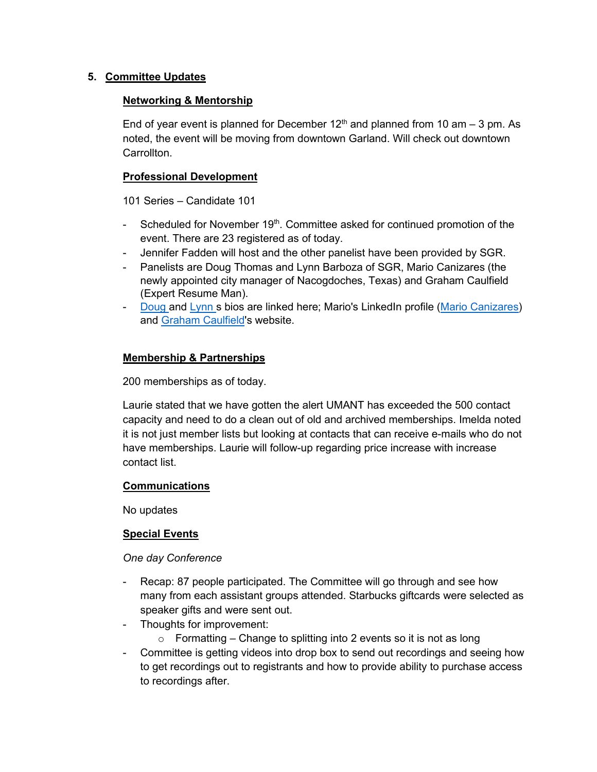## 5. Committee Updates

### Networking & Mentorship

End of year event is planned for December 12th and planned from 10 am – 3 pm. As noted, the event will be moving from downtown Garland. Will check out downtown Carrollton.

### Professional Development

101 Series – Candidate 101

- Scheduled for November 19th. Committee asked for continued promotion of the event. There are 23 registered as of today.
- Jennifer Fadden will host and the other panelist have been provided by SGR.
- Panelists are Doug Thomas and Lynn Barboza of SGR, Mario Canizares (the newly appointed city manager of Nacogdoches, Texas) and Graham Caulfield (Expert Resume Man).
- Doug and Lynn s bios are linked here; Mario's LinkedIn profile (Mario Canizares) and Graham Caulfield's website.

### Membership & Partnerships

200 memberships as of today.

Laurie stated that we have gotten the alert UMANT has exceeded the 500 contact capacity and need to do a clean out of old and archived memberships. Imelda noted it is not just member lists but looking at contacts that can receive e-mails who do not have memberships. Laurie will follow-up regarding price increase with increase contact list.

### Communications

No updates

### Special Events

*One day Conference*

- Recap: 87 people participated. The Committee will go through and see how many from each assistant groups attended. Starbucks giftcards were selected as speaker gifts and were sent out.
- Thoughts for improvement:
  - Formatting – Change to splitting into 2 events so it is not as long
- Committee is getting videos into drop box to send out recordings and seeing how to get recordings out to registrants and how to provide ability to purchase access to recordings after.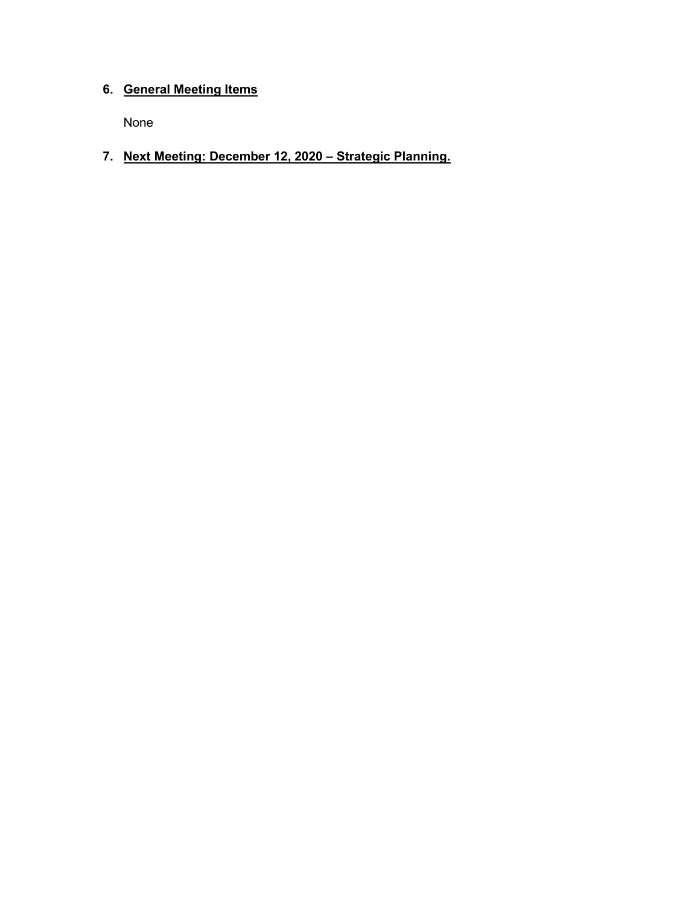6. **General Meeting Items**

   None

7. **Next Meeting: December 12, 2020 – Strategic Planning.**